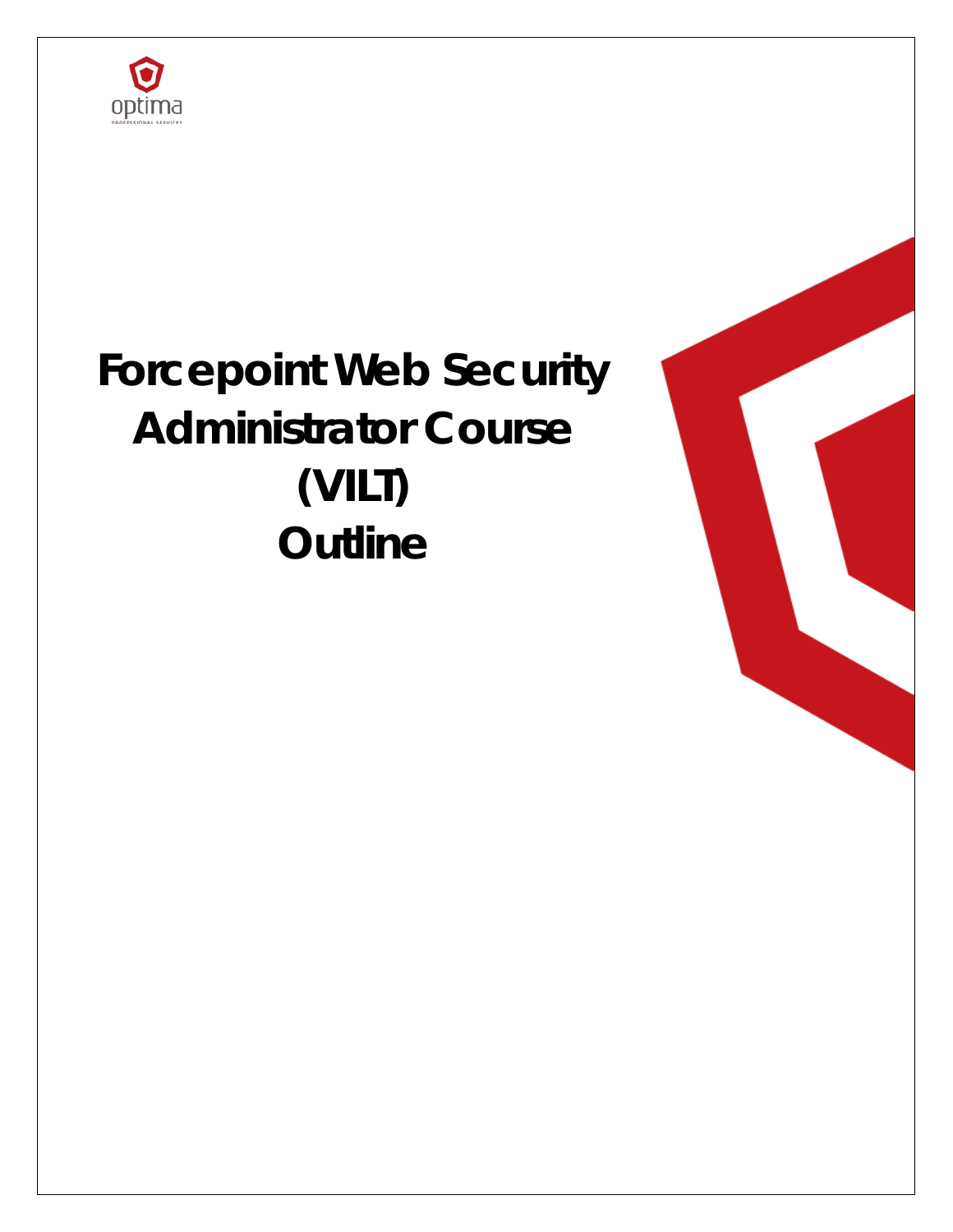optima

PROFESSIONAL SERVICES

# Forcepoint Web Security Administrator Course (VILT) Outline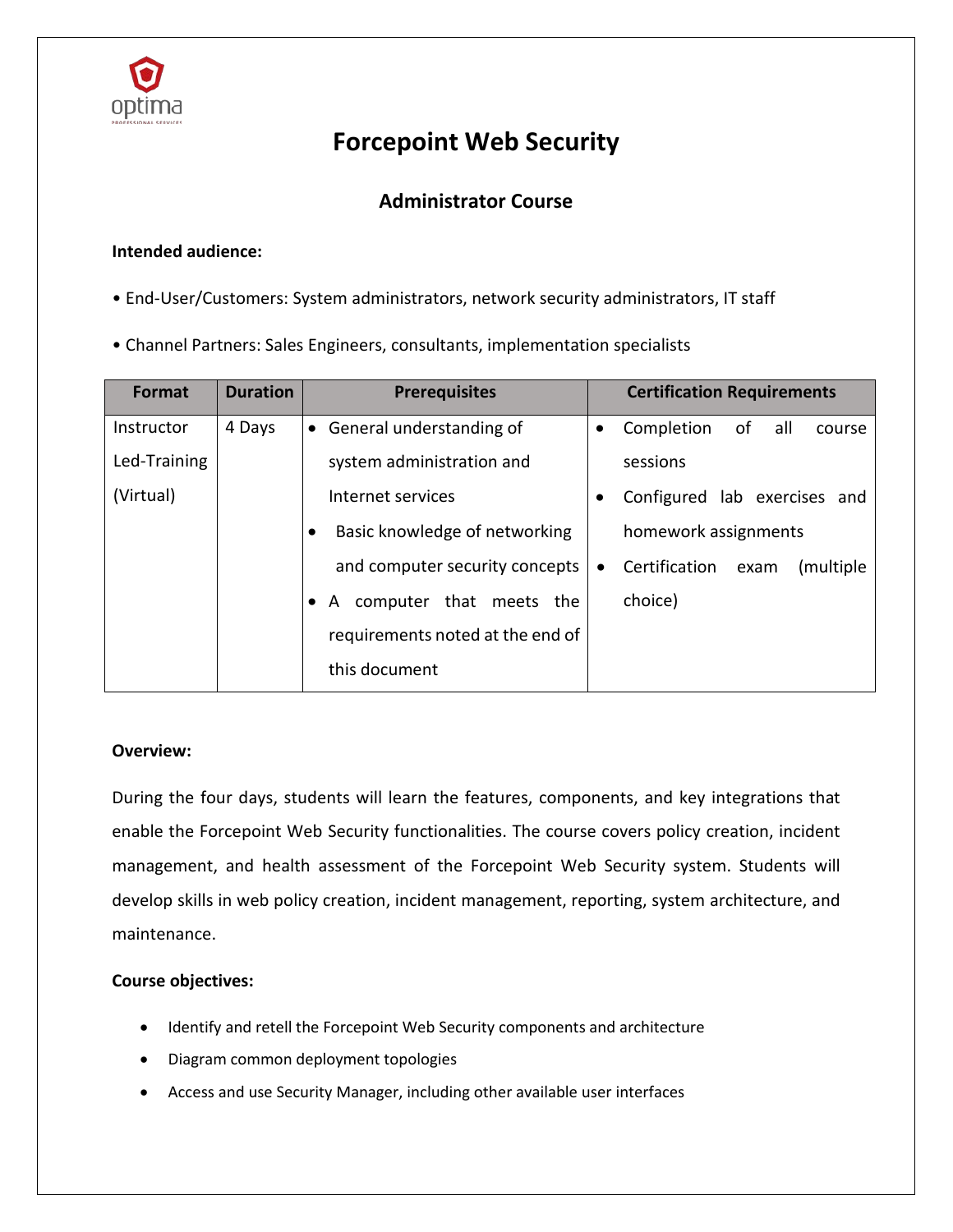# Forcepoint Web Security

## Administrator Course

**Intended audience:**

• End-User/Customers: System administrators, network security administrators, IT staff

• Channel Partners: Sales Engineers, consultants, implementation specialists

| Format | Duration | Prerequisites | Certification Requirements |
|---|---|---|---|
| Instructor Led-Training (Virtual) | 4 Days | • General understanding of system administration and Internet services<br>• Basic knowledge of networking and computer security concepts<br>• A computer that meets the requirements noted at the end of this document | • Completion of all course sessions<br>• Configured lab exercises and homework assignments<br>• Certification exam (multiple choice) |

**Overview:**

During the four days, students will learn the features, components, and key integrations that enable the Forcepoint Web Security functionalities. The course covers policy creation, incident management, and health assessment of the Forcepoint Web Security system. Students will develop skills in web policy creation, incident management, reporting, system architecture, and maintenance.

**Course objectives:**

- Identify and retell the Forcepoint Web Security components and architecture
- Diagram common deployment topologies
- Access and use Security Manager, including other available user interfaces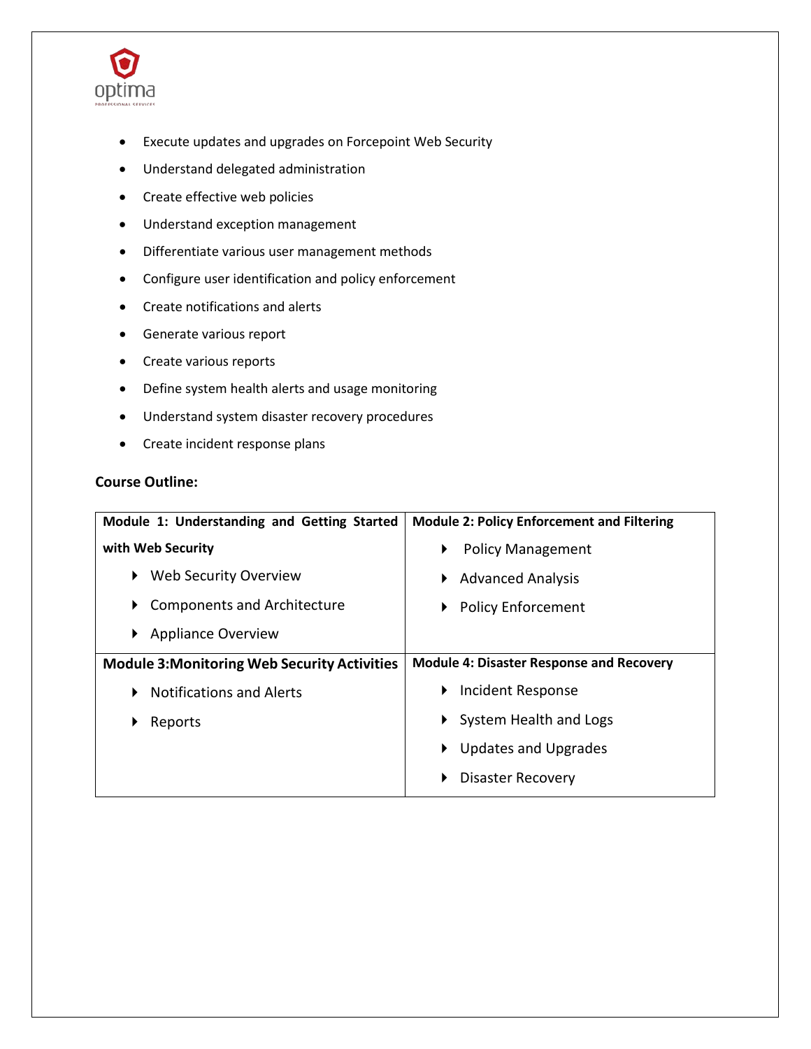- Execute updates and upgrades on Forcepoint Web Security
- Understand delegated administration
- Create effective web policies
- Understand exception management
- Differentiate various user management methods
- Configure user identification and policy enforcement
- Create notifications and alerts
- Generate various report
- Create various reports
- Define system health alerts and usage monitoring
- Understand system disaster recovery procedures
- Create incident response plans

**Course Outline:**

| **Module 1: Understanding and Getting Started with Web Security** | **Module 2: Policy Enforcement and Filtering** |
|---|---|
| ▸ Web Security Overview<br>▸ Components and Architecture<br>▸ Appliance Overview | ▸ Policy Management<br>▸ Advanced Analysis<br>▸ Policy Enforcement |
| **Module 3:Monitoring Web Security Activities** | **Module 4: Disaster Response and Recovery** |
| ▸ Notifications and Alerts<br>▸ Reports | ▸ Incident Response<br>▸ System Health and Logs<br>▸ Updates and Upgrades<br>▸ Disaster Recovery |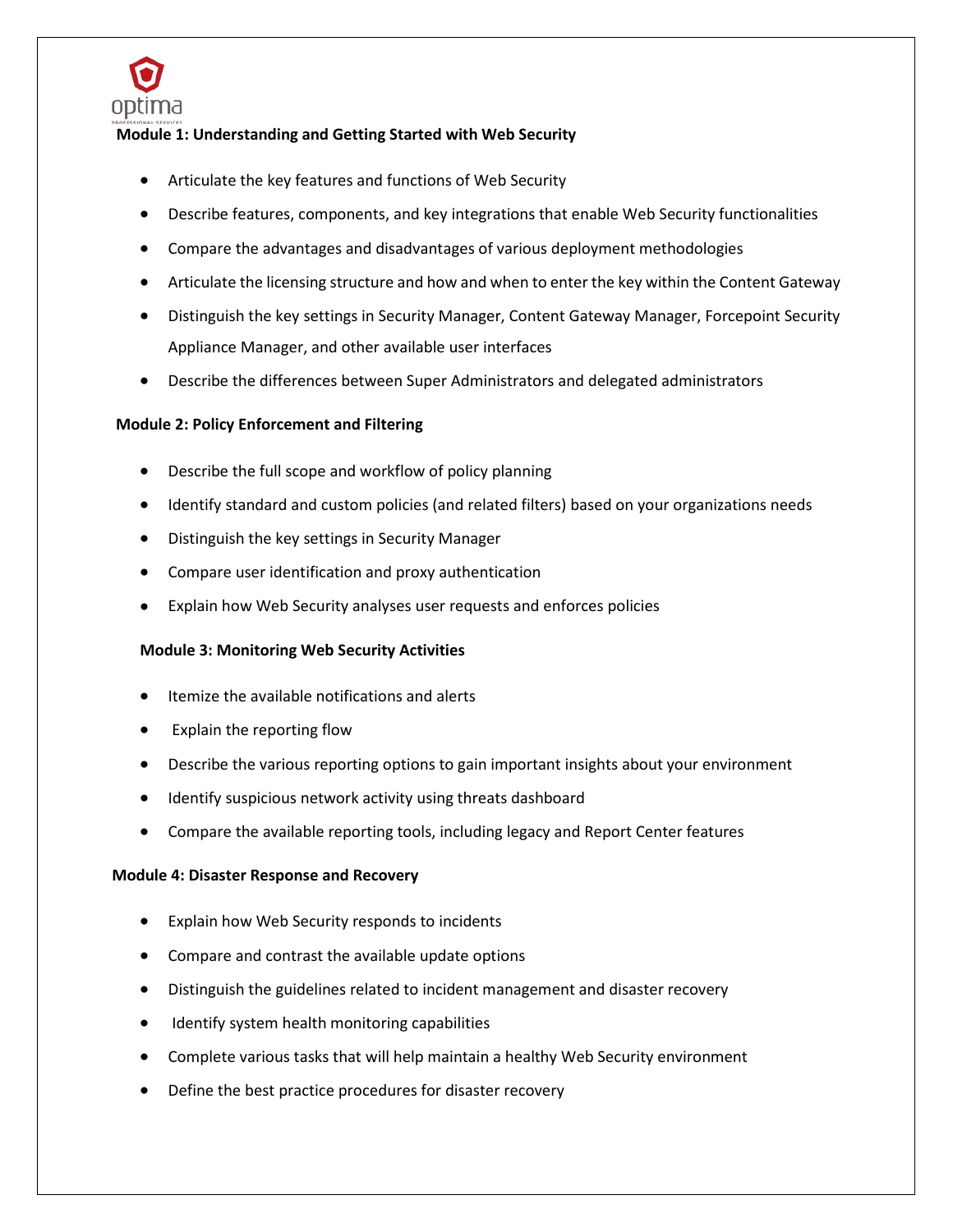**Module 1: Understanding and Getting Started with Web Security**

- Articulate the key features and functions of Web Security
- Describe features, components, and key integrations that enable Web Security functionalities
- Compare the advantages and disadvantages of various deployment methodologies
- Articulate the licensing structure and how and when to enter the key within the Content Gateway
- Distinguish the key settings in Security Manager, Content Gateway Manager, Forcepoint Security Appliance Manager, and other available user interfaces
- Describe the differences between Super Administrators and delegated administrators

**Module 2: Policy Enforcement and Filtering**

- Describe the full scope and workflow of policy planning
- Identify standard and custom policies (and related filters) based on your organizations needs
- Distinguish the key settings in Security Manager
- Compare user identification and proxy authentication
- Explain how Web Security analyses user requests and enforces policies

**Module 3: Monitoring Web Security Activities**

- Itemize the available notifications and alerts
- Explain the reporting flow
- Describe the various reporting options to gain important insights about your environment
- Identify suspicious network activity using threats dashboard
- Compare the available reporting tools, including legacy and Report Center features

**Module 4: Disaster Response and Recovery**

- Explain how Web Security responds to incidents
- Compare and contrast the available update options
- Distinguish the guidelines related to incident management and disaster recovery
- Identify system health monitoring capabilities
- Complete various tasks that will help maintain a healthy Web Security environment
- Define the best practice procedures for disaster recovery